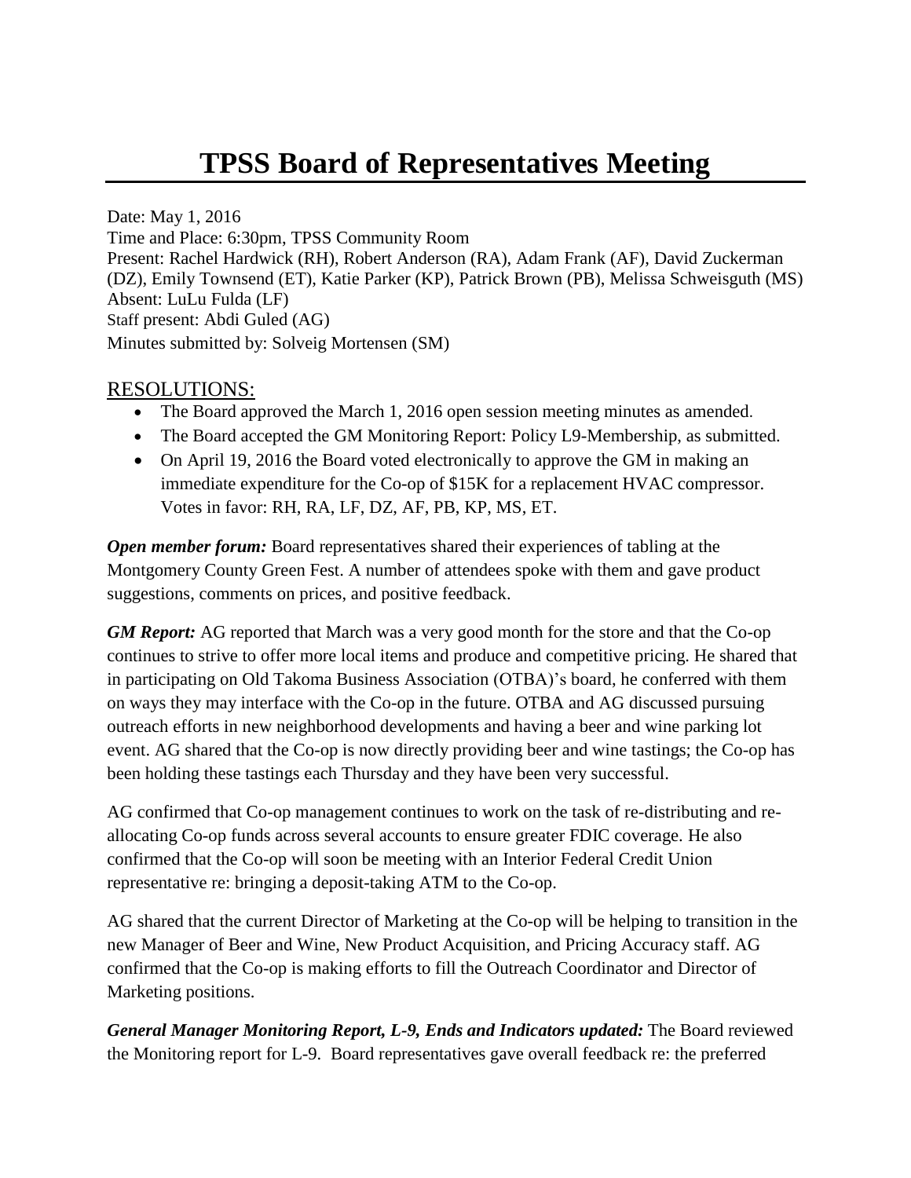# TPSS Board of Representatives Meeting

Date: May 1, 2016
Time and Place: 6:30pm, TPSS Community Room
Present: Rachel Hardwick (RH), Robert Anderson (RA), Adam Frank (AF), David Zuckerman (DZ), Emily Townsend (ET), Katie Parker (KP), Patrick Brown (PB), Melissa Schweisguth (MS)
Absent: LuLu Fulda (LF)
Staff present: Abdi Guled (AG)
Minutes submitted by: Solveig Mortensen (SM)

## RESOLUTIONS:

- The Board approved the March 1, 2016 open session meeting minutes as amended.
- The Board accepted the GM Monitoring Report: Policy L9-Membership, as submitted.
- On April 19, 2016 the Board voted electronically to approve the GM in making an immediate expenditure for the Co-op of $15K for a replacement HVAC compressor. Votes in favor: RH, RA, LF, DZ, AF, PB, KP, MS, ET.

***Open member forum:*** Board representatives shared their experiences of tabling at the Montgomery County Green Fest. A number of attendees spoke with them and gave product suggestions, comments on prices, and positive feedback.

***GM Report:*** AG reported that March was a very good month for the store and that the Co-op continues to strive to offer more local items and produce and competitive pricing. He shared that in participating on Old Takoma Business Association (OTBA)'s board, he conferred with them on ways they may interface with the Co-op in the future. OTBA and AG discussed pursuing outreach efforts in new neighborhood developments and having a beer and wine parking lot event. AG shared that the Co-op is now directly providing beer and wine tastings; the Co-op has been holding these tastings each Thursday and they have been very successful.

AG confirmed that Co-op management continues to work on the task of re-distributing and re-allocating Co-op funds across several accounts to ensure greater FDIC coverage. He also confirmed that the Co-op will soon be meeting with an Interior Federal Credit Union representative re: bringing a deposit-taking ATM to the Co-op.

AG shared that the current Director of Marketing at the Co-op will be helping to transition in the new Manager of Beer and Wine, New Product Acquisition, and Pricing Accuracy staff. AG confirmed that the Co-op is making efforts to fill the Outreach Coordinator and Director of Marketing positions.

***General Manager Monitoring Report, L-9, Ends and Indicators updated:*** The Board reviewed the Monitoring report for L-9. Board representatives gave overall feedback re: the preferred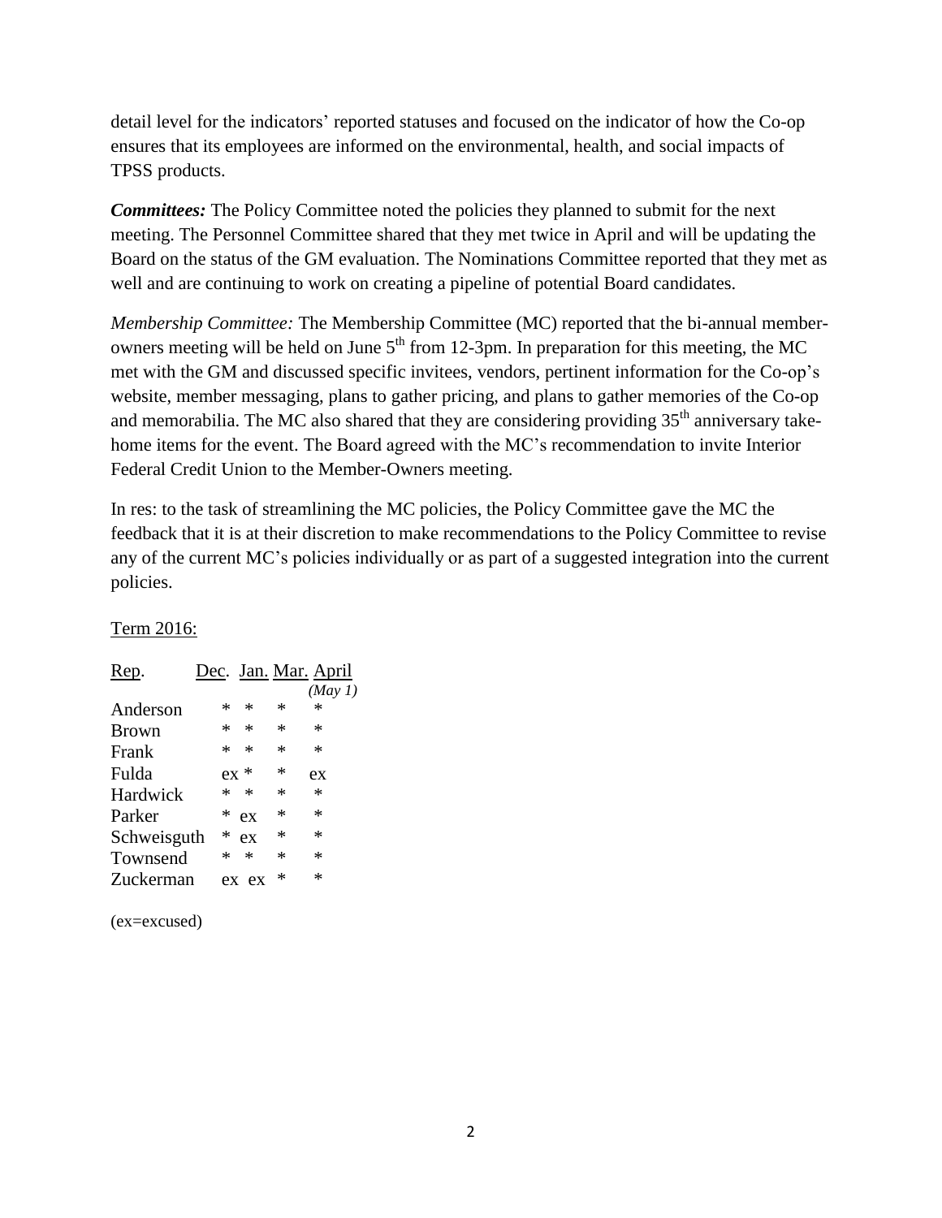detail level for the indicators' reported statuses and focused on the indicator of how the Co-op ensures that its employees are informed on the environmental, health, and social impacts of TPSS products.

***Committees:*** The Policy Committee noted the policies they planned to submit for the next meeting. The Personnel Committee shared that they met twice in April and will be updating the Board on the status of the GM evaluation. The Nominations Committee reported that they met as well and are continuing to work on creating a pipeline of potential Board candidates.

*Membership Committee:* The Membership Committee (MC) reported that the bi-annual member-owners meeting will be held on June 5th from 12-3pm. In preparation for this meeting, the MC met with the GM and discussed specific invitees, vendors, pertinent information for the Co-op's website, member messaging, plans to gather pricing, and plans to gather memories of the Co-op and memorabilia. The MC also shared that they are considering providing 35th anniversary take-home items for the event. The Board agreed with the MC's recommendation to invite Interior Federal Credit Union to the Member-Owners meeting.

In res: to the task of streamlining the MC policies, the Policy Committee gave the MC the feedback that it is at their discretion to make recommendations to the Policy Committee to revise any of the current MC's policies individually or as part of a suggested integration into the current policies.

Term 2016:

| Rep. | Dec. | Jan. | Mar. | April *(May 1)* |
|---|---|---|---|---|
| Anderson | * | * | * | * |
| Brown | * | * | * | * |
| Frank | * | * | * | * |
| Fulda | ex | * | * | ex |
| Hardwick | * | * | * | * |
| Parker | * | ex | * | * |
| Schweisguth | * | ex | * | * |
| Townsend | * | * | * | * |
| Zuckerman | ex | ex | * | * |

(ex=excused)